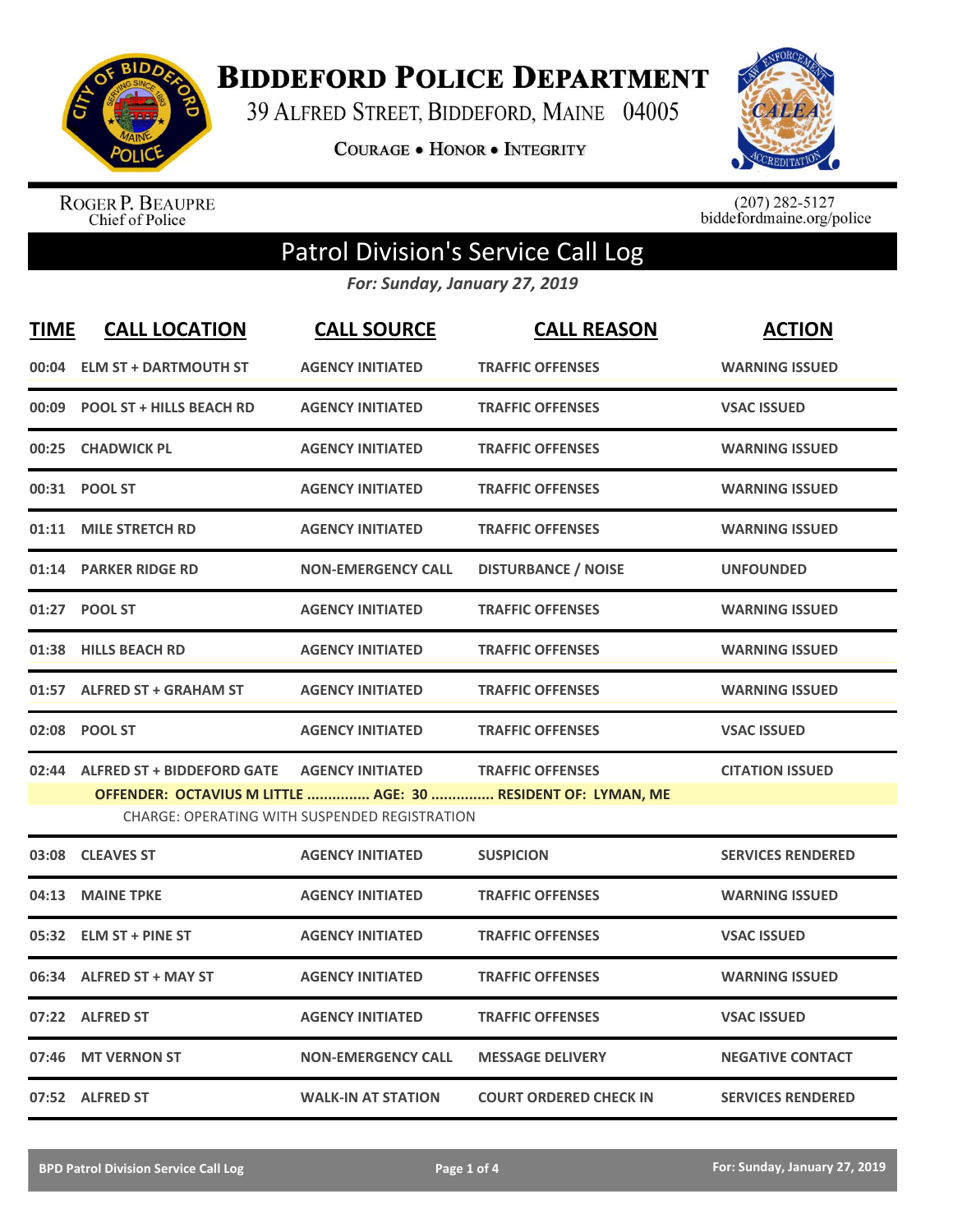# Biddeford Police Department

39 Alfred Street, Biddeford, Maine 04005

**Courage • Honor • Integrity**

Roger P. Beaupre
Chief of Police

(207) 282-5127
biddefordmaine.org/police

## Patrol Division's Service Call Log

***For: Sunday, January 27, 2019***

| TIME | CALL LOCATION | CALL SOURCE | CALL REASON | ACTION |
|---|---|---|---|---|
| 00:04 | ELM ST + DARTMOUTH ST | AGENCY INITIATED | TRAFFIC OFFENSES | WARNING ISSUED |
| 00:09 | POOL ST + HILLS BEACH RD | AGENCY INITIATED | TRAFFIC OFFENSES | VSAC ISSUED |
| 00:25 | CHADWICK PL | AGENCY INITIATED | TRAFFIC OFFENSES | WARNING ISSUED |
| 00:31 | POOL ST | AGENCY INITIATED | TRAFFIC OFFENSES | WARNING ISSUED |
| 01:11 | MILE STRETCH RD | AGENCY INITIATED | TRAFFIC OFFENSES | WARNING ISSUED |
| 01:14 | PARKER RIDGE RD | NON-EMERGENCY CALL | DISTURBANCE / NOISE | UNFOUNDED |
| 01:27 | POOL ST | AGENCY INITIATED | TRAFFIC OFFENSES | WARNING ISSUED |
| 01:38 | HILLS BEACH RD | AGENCY INITIATED | TRAFFIC OFFENSES | WARNING ISSUED |
| 01:57 | ALFRED ST + GRAHAM ST | AGENCY INITIATED | TRAFFIC OFFENSES | WARNING ISSUED |
| 02:08 | POOL ST | AGENCY INITIATED | TRAFFIC OFFENSES | VSAC ISSUED |
| 02:44 | ALFRED ST + BIDDEFORD GATE | AGENCY INITIATED | TRAFFIC OFFENSES | CITATION ISSUED |
| | **OFFENDER: OCTAVIUS M LITTLE ............... AGE: 30 ............... RESIDENT OF: LYMAN, ME** | | | |
| | CHARGE: OPERATING WITH SUSPENDED REGISTRATION | | | |
| 03:08 | CLEAVES ST | AGENCY INITIATED | SUSPICION | SERVICES RENDERED |
| 04:13 | MAINE TPKE | AGENCY INITIATED | TRAFFIC OFFENSES | WARNING ISSUED |
| 05:32 | ELM ST + PINE ST | AGENCY INITIATED | TRAFFIC OFFENSES | VSAC ISSUED |
| 06:34 | ALFRED ST + MAY ST | AGENCY INITIATED | TRAFFIC OFFENSES | WARNING ISSUED |
| 07:22 | ALFRED ST | AGENCY INITIATED | TRAFFIC OFFENSES | VSAC ISSUED |
| 07:46 | MT VERNON ST | NON-EMERGENCY CALL | MESSAGE DELIVERY | NEGATIVE CONTACT |
| 07:52 | ALFRED ST | WALK-IN AT STATION | COURT ORDERED CHECK IN | SERVICES RENDERED |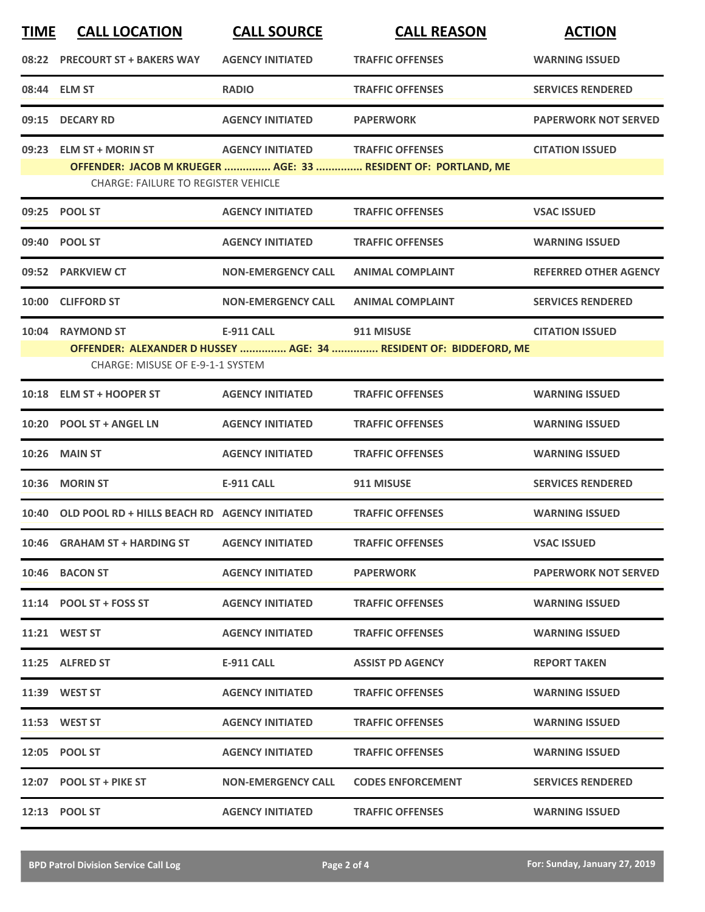| TIME | CALL LOCATION | CALL SOURCE | CALL REASON | ACTION |
|---|---|---|---|---|
| 08:22 | PRECOURT ST + BAKERS WAY | AGENCY INITIATED | TRAFFIC OFFENSES | WARNING ISSUED |
| 08:44 | ELM ST | RADIO | TRAFFIC OFFENSES | SERVICES RENDERED |
| 09:15 | DECARY RD | AGENCY INITIATED | PAPERWORK | PAPERWORK NOT SERVED |
| 09:23 | ELM ST + MORIN ST | AGENCY INITIATED | TRAFFIC OFFENSES | CITATION ISSUED |
| | OFFENDER: JACOB M KRUEGER ............... AGE: 33 ............... RESIDENT OF: PORTLAND, ME | | | |
| | CHARGE: FAILURE TO REGISTER VEHICLE | | | |
| 09:25 | POOL ST | AGENCY INITIATED | TRAFFIC OFFENSES | VSAC ISSUED |
| 09:40 | POOL ST | AGENCY INITIATED | TRAFFIC OFFENSES | WARNING ISSUED |
| 09:52 | PARKVIEW CT | NON-EMERGENCY CALL | ANIMAL COMPLAINT | REFERRED OTHER AGENCY |
| 10:00 | CLIFFORD ST | NON-EMERGENCY CALL | ANIMAL COMPLAINT | SERVICES RENDERED |
| 10:04 | RAYMOND ST | E-911 CALL | 911 MISUSE | CITATION ISSUED |
| | OFFENDER: ALEXANDER D HUSSEY ............... AGE: 34 ............... RESIDENT OF: BIDDEFORD, ME | | | |
| | CHARGE: MISUSE OF E-9-1-1 SYSTEM | | | |
| 10:18 | ELM ST + HOOPER ST | AGENCY INITIATED | TRAFFIC OFFENSES | WARNING ISSUED |
| 10:20 | POOL ST + ANGEL LN | AGENCY INITIATED | TRAFFIC OFFENSES | WARNING ISSUED |
| 10:26 | MAIN ST | AGENCY INITIATED | TRAFFIC OFFENSES | WARNING ISSUED |
| 10:36 | MORIN ST | E-911 CALL | 911 MISUSE | SERVICES RENDERED |
| 10:40 | OLD POOL RD + HILLS BEACH RD | AGENCY INITIATED | TRAFFIC OFFENSES | WARNING ISSUED |
| 10:46 | GRAHAM ST + HARDING ST | AGENCY INITIATED | TRAFFIC OFFENSES | VSAC ISSUED |
| 10:46 | BACON ST | AGENCY INITIATED | PAPERWORK | PAPERWORK NOT SERVED |
| 11:14 | POOL ST + FOSS ST | AGENCY INITIATED | TRAFFIC OFFENSES | WARNING ISSUED |
| 11:21 | WEST ST | AGENCY INITIATED | TRAFFIC OFFENSES | WARNING ISSUED |
| 11:25 | ALFRED ST | E-911 CALL | ASSIST PD AGENCY | REPORT TAKEN |
| 11:39 | WEST ST | AGENCY INITIATED | TRAFFIC OFFENSES | WARNING ISSUED |
| 11:53 | WEST ST | AGENCY INITIATED | TRAFFIC OFFENSES | WARNING ISSUED |
| 12:05 | POOL ST | AGENCY INITIATED | TRAFFIC OFFENSES | WARNING ISSUED |
| 12:07 | POOL ST + PIKE ST | NON-EMERGENCY CALL | CODES ENFORCEMENT | SERVICES RENDERED |
| 12:13 | POOL ST | AGENCY INITIATED | TRAFFIC OFFENSES | WARNING ISSUED |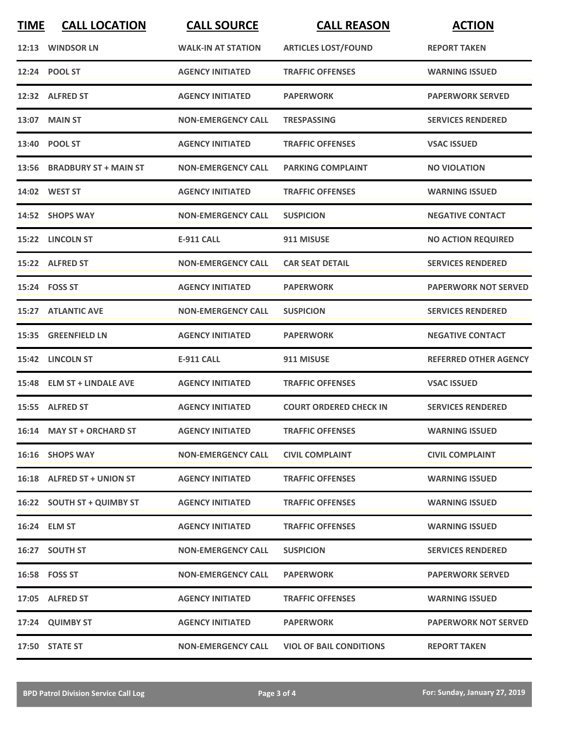| TIME | CALL LOCATION | CALL SOURCE | CALL REASON | ACTION |
|---|---|---|---|---|
| 12:13 | WINDSOR LN | WALK-IN AT STATION | ARTICLES LOST/FOUND | REPORT TAKEN |
| 12:24 | POOL ST | AGENCY INITIATED | TRAFFIC OFFENSES | WARNING ISSUED |
| 12:32 | ALFRED ST | AGENCY INITIATED | PAPERWORK | PAPERWORK SERVED |
| 13:07 | MAIN ST | NON-EMERGENCY CALL | TRESPASSING | SERVICES RENDERED |
| 13:40 | POOL ST | AGENCY INITIATED | TRAFFIC OFFENSES | VSAC ISSUED |
| 13:56 | BRADBURY ST + MAIN ST | NON-EMERGENCY CALL | PARKING COMPLAINT | NO VIOLATION |
| 14:02 | WEST ST | AGENCY INITIATED | TRAFFIC OFFENSES | WARNING ISSUED |
| 14:52 | SHOPS WAY | NON-EMERGENCY CALL | SUSPICION | NEGATIVE CONTACT |
| 15:22 | LINCOLN ST | E-911 CALL | 911 MISUSE | NO ACTION REQUIRED |
| 15:22 | ALFRED ST | NON-EMERGENCY CALL | CAR SEAT DETAIL | SERVICES RENDERED |
| 15:24 | FOSS ST | AGENCY INITIATED | PAPERWORK | PAPERWORK NOT SERVED |
| 15:27 | ATLANTIC AVE | NON-EMERGENCY CALL | SUSPICION | SERVICES RENDERED |
| 15:35 | GREENFIELD LN | AGENCY INITIATED | PAPERWORK | NEGATIVE CONTACT |
| 15:42 | LINCOLN ST | E-911 CALL | 911 MISUSE | REFERRED OTHER AGENCY |
| 15:48 | ELM ST + LINDALE AVE | AGENCY INITIATED | TRAFFIC OFFENSES | VSAC ISSUED |
| 15:55 | ALFRED ST | AGENCY INITIATED | COURT ORDERED CHECK IN | SERVICES RENDERED |
| 16:14 | MAY ST + ORCHARD ST | AGENCY INITIATED | TRAFFIC OFFENSES | WARNING ISSUED |
| 16:16 | SHOPS WAY | NON-EMERGENCY CALL | CIVIL COMPLAINT | CIVIL COMPLAINT |
| 16:18 | ALFRED ST + UNION ST | AGENCY INITIATED | TRAFFIC OFFENSES | WARNING ISSUED |
| 16:22 | SOUTH ST + QUIMBY ST | AGENCY INITIATED | TRAFFIC OFFENSES | WARNING ISSUED |
| 16:24 | ELM ST | AGENCY INITIATED | TRAFFIC OFFENSES | WARNING ISSUED |
| 16:27 | SOUTH ST | NON-EMERGENCY CALL | SUSPICION | SERVICES RENDERED |
| 16:58 | FOSS ST | NON-EMERGENCY CALL | PAPERWORK | PAPERWORK SERVED |
| 17:05 | ALFRED ST | AGENCY INITIATED | TRAFFIC OFFENSES | WARNING ISSUED |
| 17:24 | QUIMBY ST | AGENCY INITIATED | PAPERWORK | PAPERWORK NOT SERVED |
| 17:50 | STATE ST | NON-EMERGENCY CALL | VIOL OF BAIL CONDITIONS | REPORT TAKEN |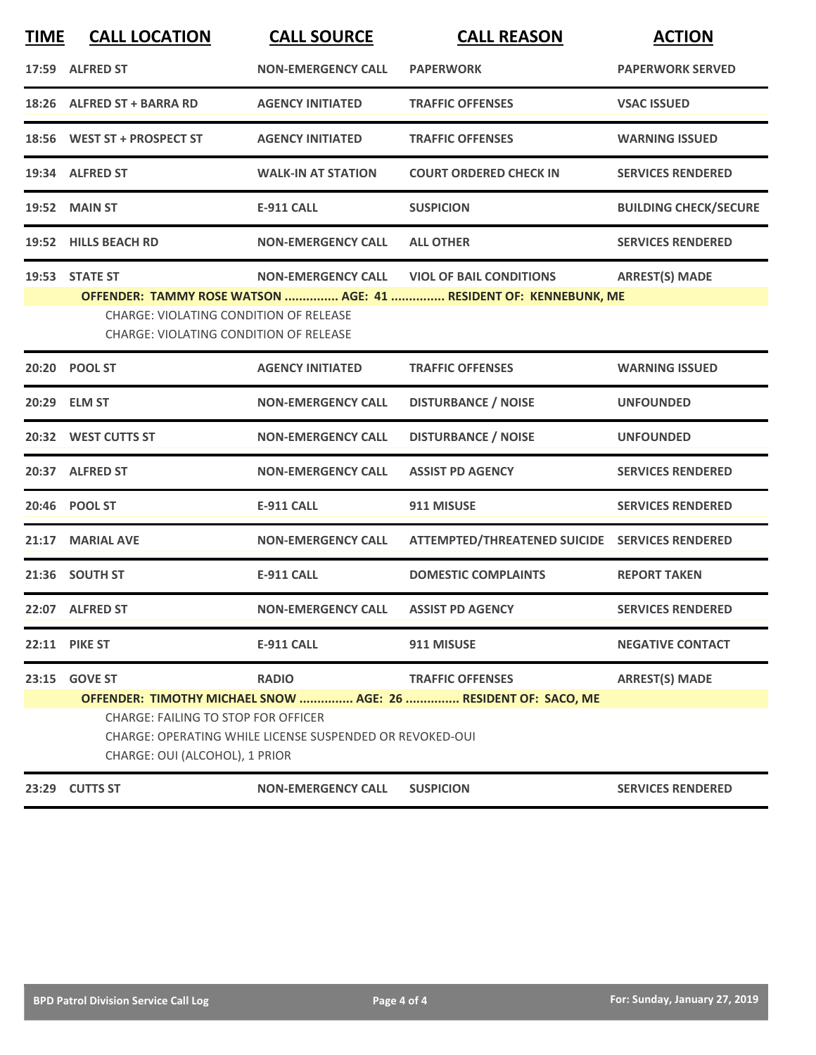| TIME | CALL LOCATION | CALL SOURCE | CALL REASON | ACTION |
|---|---|---|---|---|
| 17:59 | ALFRED ST | NON-EMERGENCY CALL | PAPERWORK | PAPERWORK SERVED |
| 18:26 | ALFRED ST + BARRA RD | AGENCY INITIATED | TRAFFIC OFFENSES | VSAC ISSUED |
| 18:56 | WEST ST + PROSPECT ST | AGENCY INITIATED | TRAFFIC OFFENSES | WARNING ISSUED |
| 19:34 | ALFRED ST | WALK-IN AT STATION | COURT ORDERED CHECK IN | SERVICES RENDERED |
| 19:52 | MAIN ST | E-911 CALL | SUSPICION | BUILDING CHECK/SECURE |
| 19:52 | HILLS BEACH RD | NON-EMERGENCY CALL | ALL OTHER | SERVICES RENDERED |
| 19:53 | STATE ST | NON-EMERGENCY CALL | VIOL OF BAIL CONDITIONS | ARREST(S) MADE |

**OFFENDER: TAMMY ROSE WATSON ............... AGE: 41 ............... RESIDENT OF: KENNEBUNK, ME**

CHARGE: VIOLATING CONDITION OF RELEASE
CHARGE: VIOLATING CONDITION OF RELEASE

| TIME | CALL LOCATION | CALL SOURCE | CALL REASON | ACTION |
|---|---|---|---|---|
| 20:20 | POOL ST | AGENCY INITIATED | TRAFFIC OFFENSES | WARNING ISSUED |
| 20:29 | ELM ST | NON-EMERGENCY CALL | DISTURBANCE / NOISE | UNFOUNDED |
| 20:32 | WEST CUTTS ST | NON-EMERGENCY CALL | DISTURBANCE / NOISE | UNFOUNDED |
| 20:37 | ALFRED ST | NON-EMERGENCY CALL | ASSIST PD AGENCY | SERVICES RENDERED |
| 20:46 | POOL ST | E-911 CALL | 911 MISUSE | SERVICES RENDERED |
| 21:17 | MARIAL AVE | NON-EMERGENCY CALL | ATTEMPTED/THREATENED SUICIDE | SERVICES RENDERED |
| 21:36 | SOUTH ST | E-911 CALL | DOMESTIC COMPLAINTS | REPORT TAKEN |
| 22:07 | ALFRED ST | NON-EMERGENCY CALL | ASSIST PD AGENCY | SERVICES RENDERED |
| 22:11 | PIKE ST | E-911 CALL | 911 MISUSE | NEGATIVE CONTACT |
| 23:15 | GOVE ST | RADIO | TRAFFIC OFFENSES | ARREST(S) MADE |

**OFFENDER: TIMOTHY MICHAEL SNOW ............... AGE: 26 ............... RESIDENT OF: SACO, ME**

CHARGE: FAILING TO STOP FOR OFFICER
CHARGE: OPERATING WHILE LICENSE SUSPENDED OR REVOKED-OUI
CHARGE: OUI (ALCOHOL), 1 PRIOR

| TIME | CALL LOCATION | CALL SOURCE | CALL REASON | ACTION |
|---|---|---|---|---|
| 23:29 | CUTTS ST | NON-EMERGENCY CALL | SUSPICION | SERVICES RENDERED |